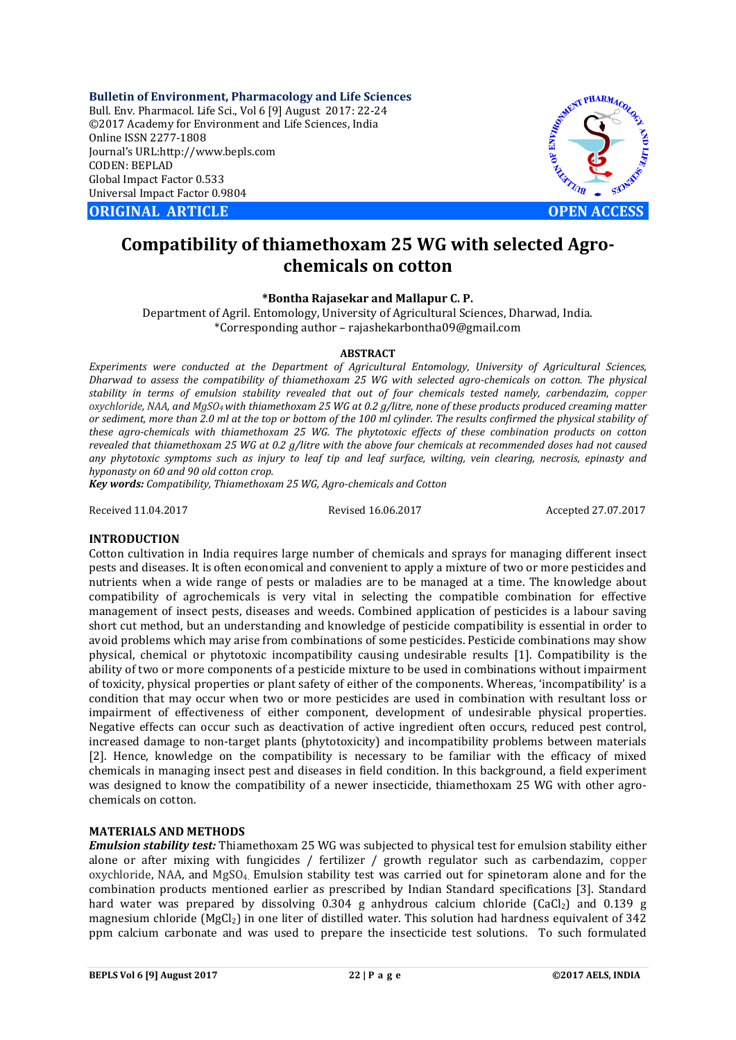**Bulletin of Environment, Pharmacology and Life Sciences**
Bull. Env. Pharmacol. Life Sci., Vol 6 [9] August 2017: 22-24
©2017 Academy for Environment and Life Sciences, India
Online ISSN 2277-1808
Journal's URL:http://www.bepls.com
CODEN: BEPLAD
Global Impact Factor 0.533
Universal Impact Factor 0.9804

**ORIGINAL ARTICLE** **OPEN ACCESS**

# Compatibility of thiamethoxam 25 WG with selected Agro-chemicals on cotton

**\*Bontha Rajasekar and Mallapur C. P.**

Department of Agril. Entomology, University of Agricultural Sciences, Dharwad, India.
*Corresponding author – rajashekarbontha09@gmail.com

## ABSTRACT

*Experiments were conducted at the Department of Agricultural Entomology, University of Agricultural Sciences, Dharwad to assess the compatibility of thiamethoxam 25 WG with selected agro-chemicals on cotton. The physical stability in terms of emulsion stability revealed that out of four chemicals tested namely, carbendazim, copper oxychloride, NAA, and $MgSO_4$ with thiamethoxam 25 WG at 0.2 g/litre, none of these products produced creaming matter or sediment, more than 2.0 ml at the top or bottom of the 100 ml cylinder. The results confirmed the physical stability of these agro-chemicals with thiamethoxam 25 WG. The phytotoxic effects of these combination products on cotton revealed that thiamethoxam 25 WG at 0.2 g/litre with the above four chemicals at recommended doses had not caused any phytotoxic symptoms such as injury to leaf tip and leaf surface, wilting, vein clearing, necrosis, epinasty and hyponasty on 60 and 90 old cotton crop.*

***Key words:*** *Compatibility, Thiamethoxam 25 WG, Agro-chemicals and Cotton*

Received 11.04.2017 Revised 16.06.2017 Accepted 27.07.2017

## INTRODUCTION

Cotton cultivation in India requires large number of chemicals and sprays for managing different insect pests and diseases. It is often economical and convenient to apply a mixture of two or more pesticides and nutrients when a wide range of pests or maladies are to be managed at a time. The knowledge about compatibility of agrochemicals is very vital in selecting the compatible combination for effective management of insect pests, diseases and weeds. Combined application of pesticides is a labour saving short cut method, but an understanding and knowledge of pesticide compatibility is essential in order to avoid problems which may arise from combinations of some pesticides. Pesticide combinations may show physical, chemical or phytotoxic incompatibility causing undesirable results [1]. Compatibility is the ability of two or more components of a pesticide mixture to be used in combinations without impairment of toxicity, physical properties or plant safety of either of the components. Whereas, 'incompatibility' is a condition that may occur when two or more pesticides are used in combination with resultant loss or impairment of effectiveness of either component, development of undesirable physical properties. Negative effects can occur such as deactivation of active ingredient often occurs, reduced pest control, increased damage to non-target plants (phytotoxicity) and incompatibility problems between materials [2]. Hence, knowledge on the compatibility is necessary to be familiar with the efficacy of mixed chemicals in managing insect pest and diseases in field condition. In this background, a field experiment was designed to know the compatibility of a newer insecticide, thiamethoxam 25 WG with other agro-chemicals on cotton.

## MATERIALS AND METHODS

***Emulsion stability test:*** Thiamethoxam 25 WG was subjected to physical test for emulsion stability either alone or after mixing with fungicides / fertilizer / growth regulator such as carbendazim, copper oxychloride, NAA, and $MgSO_4$. Emulsion stability test was carried out for spinetoram alone and for the combination products mentioned earlier as prescribed by Indian Standard specifications [3]. Standard hard water was prepared by dissolving 0.304 g anhydrous calcium chloride ($CaCl_2$) and 0.139 g magnesium chloride ($MgCl_2$) in one liter of distilled water. This solution had hardness equivalent of 342 ppm calcium carbonate and was used to prepare the insecticide test solutions. To such formulated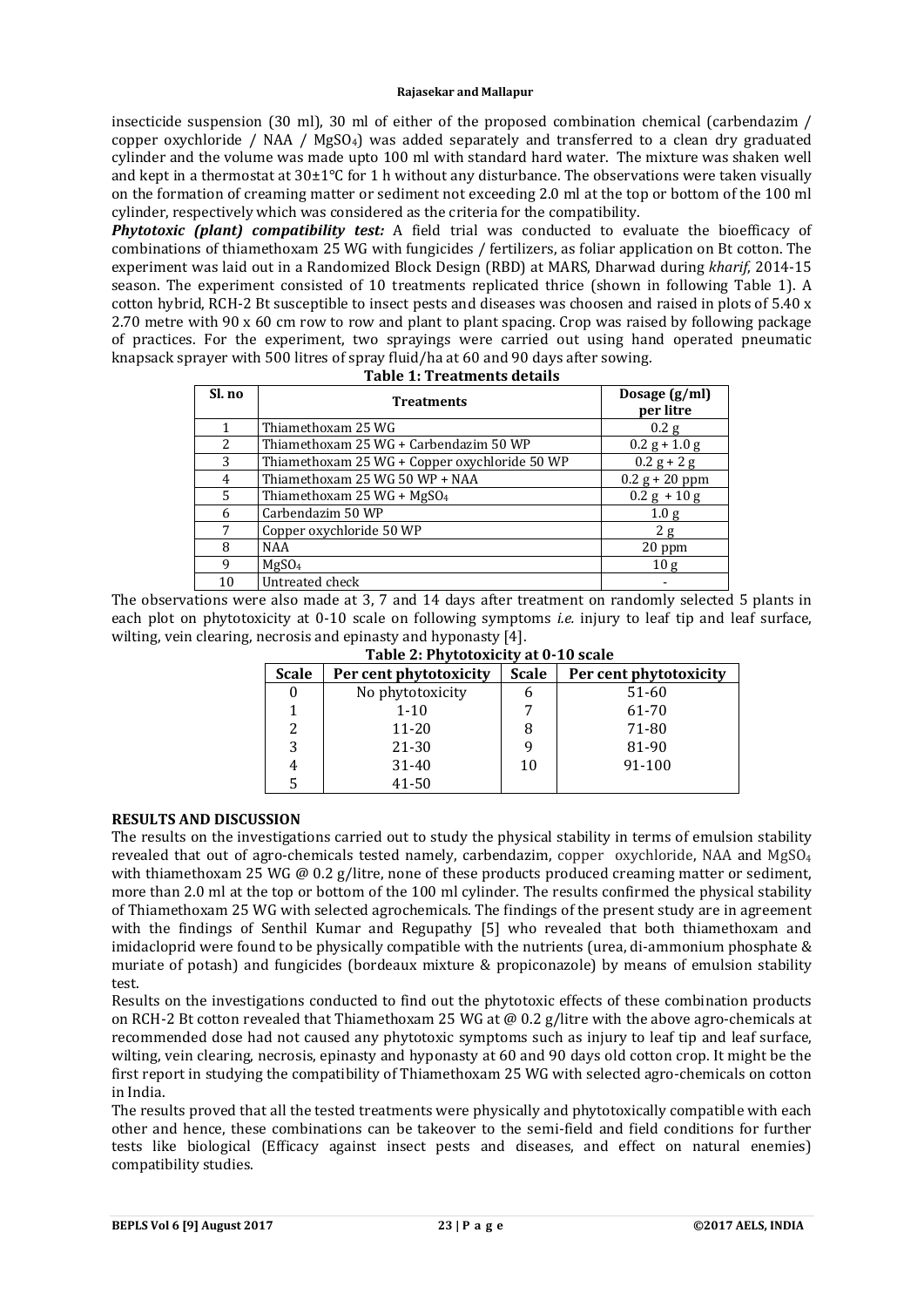insecticide suspension (30 ml), 30 ml of either of the proposed combination chemical (carbendazim / copper oxychloride / NAA / $MgSO_4$) was added separately and transferred to a clean dry graduated cylinder and the volume was made upto 100 ml with standard hard water. The mixture was shaken well and kept in a thermostat at 30±1°C for 1 h without any disturbance. The observations were taken visually on the formation of creaming matter or sediment not exceeding 2.0 ml at the top or bottom of the 100 ml cylinder, respectively which was considered as the criteria for the compatibility.

***Phytotoxic (plant) compatibility test:*** A field trial was conducted to evaluate the bioefficacy of combinations of thiamethoxam 25 WG with fungicides / fertilizers, as foliar application on Bt cotton. The experiment was laid out in a Randomized Block Design (RBD) at MARS, Dharwad during *kharif*, 2014-15 season. The experiment consisted of 10 treatments replicated thrice (shown in following Table 1). A cotton hybrid, RCH-2 Bt susceptible to insect pests and diseases was choosen and raised in plots of 5.40 x 2.70 metre with 90 x 60 cm row to row and plant to plant spacing. Crop was raised by following package of practices. For the experiment, two sprayings were carried out using hand operated pneumatic knapsack sprayer with 500 litres of spray fluid/ha at 60 and 90 days after sowing.

**Table 1: Treatments details**

| Sl. no | Treatments | Dosage (g/ml) per litre |
|---|---|---|
| 1 | Thiamethoxam 25 WG | 0.2 g |
| 2 | Thiamethoxam 25 WG + Carbendazim 50 WP | 0.2 g + 1.0 g |
| 3 | Thiamethoxam 25 WG + Copper oxychloride 50 WP | 0.2 g + 2 g |
| 4 | Thiamethoxam 25 WG 50 WP + NAA | 0.2 g + 20 ppm |
| 5 | Thiamethoxam 25 WG + $MgSO_4$ | 0.2 g + 10 g |
| 6 | Carbendazim 50 WP | 1.0 g |
| 7 | Copper oxychloride 50 WP | 2 g |
| 8 | NAA | 20 ppm |
| 9 | $MgSO_4$ | 10 g |
| 10 | Untreated check | - |

The observations were also made at 3, 7 and 14 days after treatment on randomly selected 5 plants in each plot on phytotoxicity at 0-10 scale on following symptoms *i.e.* injury to leaf tip and leaf surface, wilting, vein clearing, necrosis and epinasty and hyponasty [4].

**Table 2: Phytotoxicity at 0-10 scale**

| Scale | Per cent phytotoxicity | Scale | Per cent phytotoxicity |
|---|---|---|---|
| 0 | No phytotoxicity | 6 | 51-60 |
| 1 | 1-10 | 7 | 61-70 |
| 2 | 11-20 | 8 | 71-80 |
| 3 | 21-30 | 9 | 81-90 |
| 4 | 31-40 | 10 | 91-100 |
| 5 | 41-50 | | |

## RESULTS AND DISCUSSION

The results on the investigations carried out to study the physical stability in terms of emulsion stability revealed that out of agro-chemicals tested namely, carbendazim, copper oxychloride, NAA and $MgSO_4$ with thiamethoxam 25 WG @ 0.2 g/litre, none of these products produced creaming matter or sediment, more than 2.0 ml at the top or bottom of the 100 ml cylinder. The results confirmed the physical stability of Thiamethoxam 25 WG with selected agrochemicals. The findings of the present study are in agreement with the findings of Senthil Kumar and Regupathy [5] who revealed that both thiamethoxam and imidacloprid were found to be physically compatible with the nutrients (urea, di-ammonium phosphate & muriate of potash) and fungicides (bordeaux mixture & propiconazole) by means of emulsion stability test.

Results on the investigations conducted to find out the phytotoxic effects of these combination products on RCH-2 Bt cotton revealed that Thiamethoxam 25 WG at @ 0.2 g/litre with the above agro-chemicals at recommended dose had not caused any phytotoxic symptoms such as injury to leaf tip and leaf surface, wilting, vein clearing, necrosis, epinasty and hyponasty at 60 and 90 days old cotton crop. It might be the first report in studying the compatibility of Thiamethoxam 25 WG with selected agro-chemicals on cotton in India.

The results proved that all the tested treatments were physically and phytotoxically compatible with each other and hence, these combinations can be takeover to the semi-field and field conditions for further tests like biological (Efficacy against insect pests and diseases, and effect on natural enemies) compatibility studies.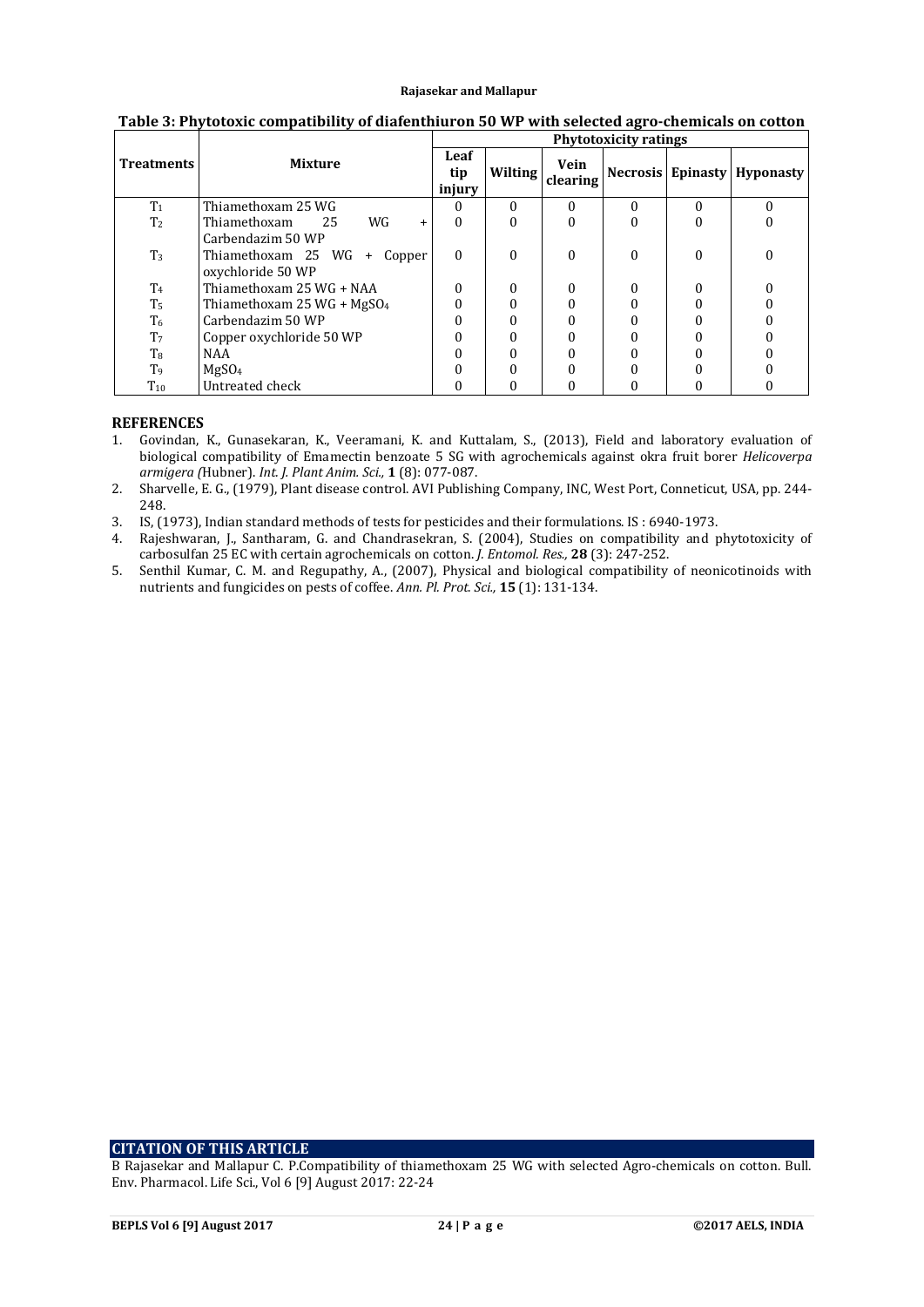**Table 3: Phytotoxic compatibility of diafenthiuron 50 WP with selected agro-chemicals on cotton**

| Treatments | Mixture | Phytotoxicity ratings | | | | | |
|---|---|---|---|---|---|---|---|
| | | Leaf tip injury | Wilting | Vein clearing | Necrosis | Epinasty | Hyponasty |
| $T_1$ | Thiamethoxam 25 WG | 0 | 0 | 0 | 0 | 0 | 0 |
| $T_2$ | Thiamethoxam 25 WG + Carbendazim 50 WP | 0 | 0 | 0 | 0 | 0 | 0 |
| $T_3$ | Thiamethoxam 25 WG + Copper oxychloride 50 WP | 0 | 0 | 0 | 0 | 0 | 0 |
| $T_4$ | Thiamethoxam 25 WG + NAA | 0 | 0 | 0 | 0 | 0 | 0 |
| $T_5$ | Thiamethoxam 25 WG + $MgSO_4$ | 0 | 0 | 0 | 0 | 0 | 0 |
| $T_6$ | Carbendazim 50 WP | 0 | 0 | 0 | 0 | 0 | 0 |
| $T_7$ | Copper oxychloride 50 WP | 0 | 0 | 0 | 0 | 0 | 0 |
| $T_8$ | NAA | 0 | 0 | 0 | 0 | 0 | 0 |
| $T_9$ | $MgSO_4$ | 0 | 0 | 0 | 0 | 0 | 0 |
| $T_{10}$ | Untreated check | 0 | 0 | 0 | 0 | 0 | 0 |

## REFERENCES

1. Govindan, K., Gunasekaran, K., Veeramani, K. and Kuttalam, S., (2013), Field and laboratory evaluation of biological compatibility of Emamectin benzoate 5 SG with agrochemicals against okra fruit borer *Helicoverpa armigera (*Hubner). *Int. J. Plant Anim. Sci.,* **1** (8): 077-087.
2. Sharvelle, E. G., (1979), Plant disease control. AVI Publishing Company, INC, West Port, Conneticut, USA, pp. 244-248.
3. IS, (1973), Indian standard methods of tests for pesticides and their formulations. IS : 6940-1973.
4. Rajeshwaran, J., Santharam, G. and Chandrasekran, S. (2004), Studies on compatibility and phytotoxicity of carbosulfan 25 EC with certain agrochemicals on cotton. *J. Entomol. Res.,* **28** (3): 247-252.
5. Senthil Kumar, C. M. and Regupathy, A., (2007), Physical and biological compatibility of neonicotinoids with nutrients and fungicides on pests of coffee. *Ann. Pl. Prot. Sci.,* **15** (1): 131-134.

## CITATION OF THIS ARTICLE

B Rajasekar and Mallapur C. P.Compatibility of thiamethoxam 25 WG with selected Agro-chemicals on cotton. Bull. Env. Pharmacol. Life Sci., Vol 6 [9] August 2017: 22-24